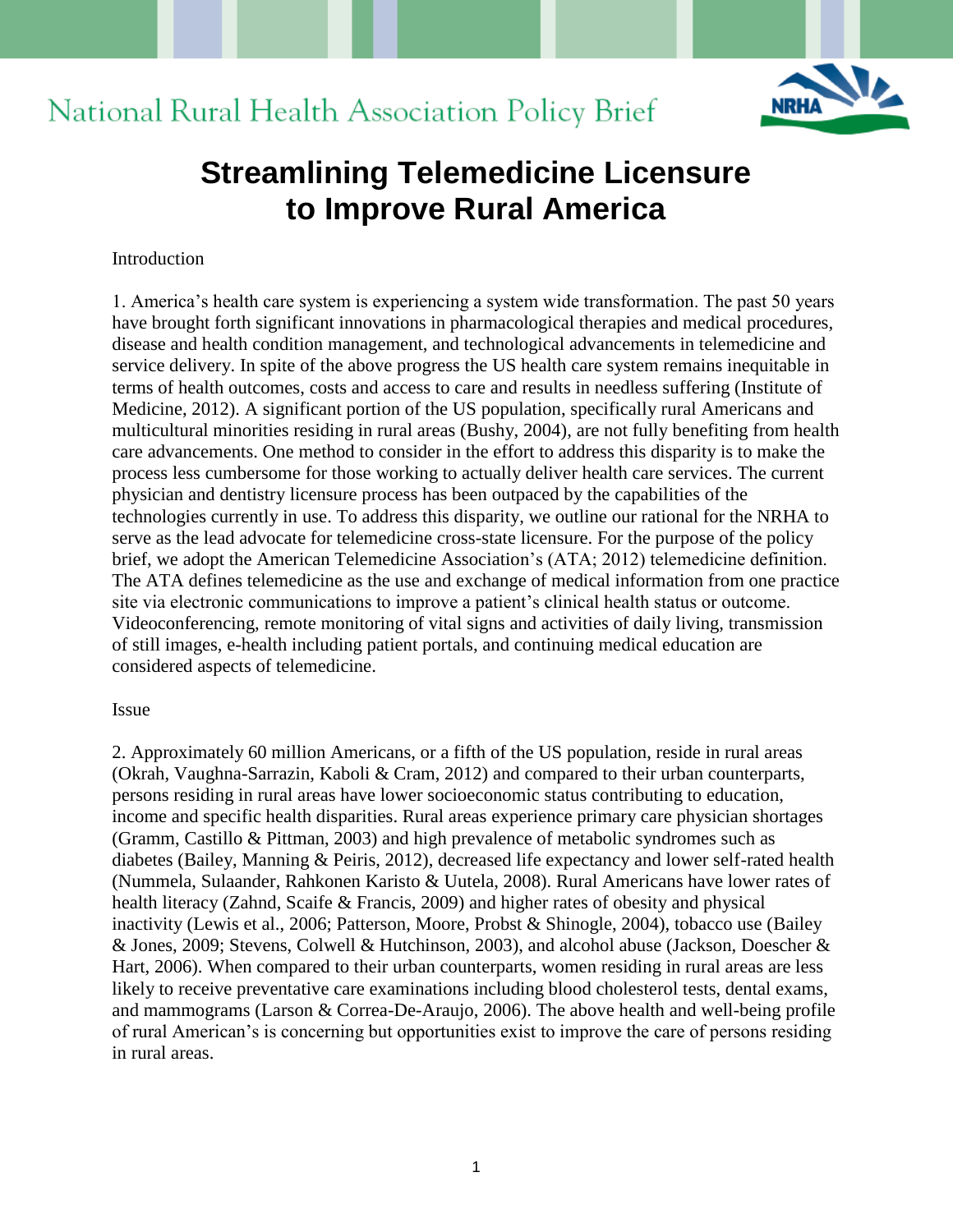National Rural Health Association Policy Brief

# Streamlining Telemedicine Licensure to Improve Rural America

Introduction

1. America's health care system is experiencing a system wide transformation. The past 50 years have brought forth significant innovations in pharmacological therapies and medical procedures, disease and health condition management, and technological advancements in telemedicine and service delivery. In spite of the above progress the US health care system remains inequitable in terms of health outcomes, costs and access to care and results in needless suffering (Institute of Medicine, 2012). A significant portion of the US population, specifically rural Americans and multicultural minorities residing in rural areas (Bushy, 2004), are not fully benefiting from health care advancements. One method to consider in the effort to address this disparity is to make the process less cumbersome for those working to actually deliver health care services. The current physician and dentistry licensure process has been outpaced by the capabilities of the technologies currently in use. To address this disparity, we outline our rational for the NRHA to serve as the lead advocate for telemedicine cross-state licensure. For the purpose of the policy brief, we adopt the American Telemedicine Association's (ATA; 2012) telemedicine definition. The ATA defines telemedicine as the use and exchange of medical information from one practice site via electronic communications to improve a patient's clinical health status or outcome. Videoconferencing, remote monitoring of vital signs and activities of daily living, transmission of still images, e-health including patient portals, and continuing medical education are considered aspects of telemedicine.

Issue

2. Approximately 60 million Americans, or a fifth of the US population, reside in rural areas (Okrah, Vaughna-Sarrazin, Kaboli & Cram, 2012) and compared to their urban counterparts, persons residing in rural areas have lower socioeconomic status contributing to education, income and specific health disparities. Rural areas experience primary care physician shortages (Gramm, Castillo & Pittman, 2003) and high prevalence of metabolic syndromes such as diabetes (Bailey, Manning & Peiris, 2012), decreased life expectancy and lower self-rated health (Nummela, Sulaander, Rahkonen Karisto & Uutela, 2008). Rural Americans have lower rates of health literacy (Zahnd, Scaife & Francis, 2009) and higher rates of obesity and physical inactivity (Lewis et al., 2006; Patterson, Moore, Probst & Shinogle, 2004), tobacco use (Bailey & Jones, 2009; Stevens, Colwell & Hutchinson, 2003), and alcohol abuse (Jackson, Doescher & Hart, 2006). When compared to their urban counterparts, women residing in rural areas are less likely to receive preventative care examinations including blood cholesterol tests, dental exams, and mammograms (Larson & Correa-De-Araujo, 2006). The above health and well-being profile of rural American's is concerning but opportunities exist to improve the care of persons residing in rural areas.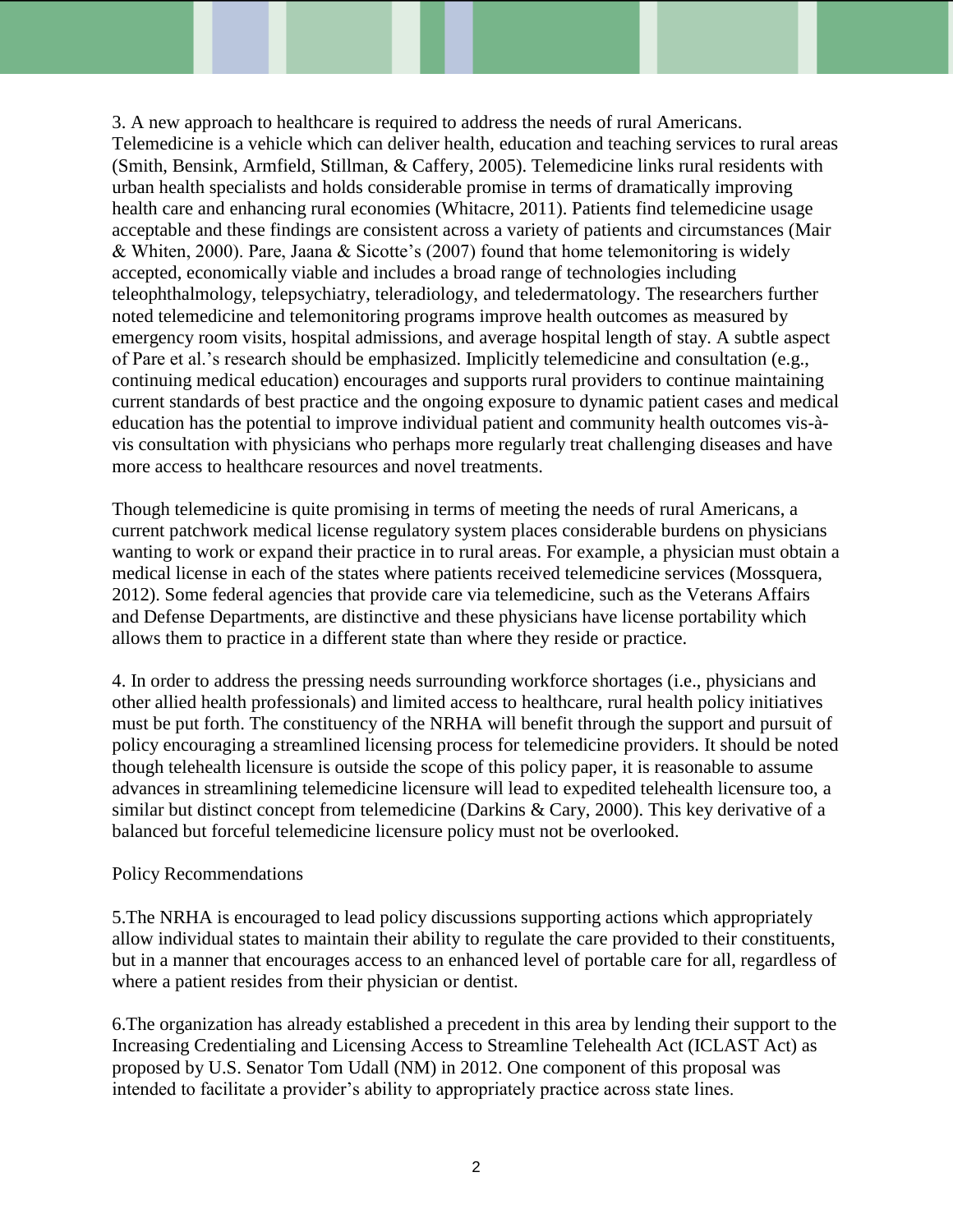3. A new approach to healthcare is required to address the needs of rural Americans. Telemedicine is a vehicle which can deliver health, education and teaching services to rural areas (Smith, Bensink, Armfield, Stillman, & Caffery, 2005). Telemedicine links rural residents with urban health specialists and holds considerable promise in terms of dramatically improving health care and enhancing rural economies (Whitacre, 2011). Patients find telemedicine usage acceptable and these findings are consistent across a variety of patients and circumstances (Mair & Whiten, 2000). Pare, Jaana & Sicotte's (2007) found that home telemonitoring is widely accepted, economically viable and includes a broad range of technologies including teleophthalmology, telepsychiatry, teleradiology, and teledermatology. The researchers further noted telemedicine and telemonitoring programs improve health outcomes as measured by emergency room visits, hospital admissions, and average hospital length of stay. A subtle aspect of Pare et al.'s research should be emphasized. Implicitly telemedicine and consultation (e.g., continuing medical education) encourages and supports rural providers to continue maintaining current standards of best practice and the ongoing exposure to dynamic patient cases and medical education has the potential to improve individual patient and community health outcomes vis-à-vis consultation with physicians who perhaps more regularly treat challenging diseases and have more access to healthcare resources and novel treatments.

Though telemedicine is quite promising in terms of meeting the needs of rural Americans, a current patchwork medical license regulatory system places considerable burdens on physicians wanting to work or expand their practice in to rural areas. For example, a physician must obtain a medical license in each of the states where patients received telemedicine services (Mossquera, 2012). Some federal agencies that provide care via telemedicine, such as the Veterans Affairs and Defense Departments, are distinctive and these physicians have license portability which allows them to practice in a different state than where they reside or practice.

4. In order to address the pressing needs surrounding workforce shortages (i.e., physicians and other allied health professionals) and limited access to healthcare, rural health policy initiatives must be put forth. The constituency of the NRHA will benefit through the support and pursuit of policy encouraging a streamlined licensing process for telemedicine providers. It should be noted though telehealth licensure is outside the scope of this policy paper, it is reasonable to assume advances in streamlining telemedicine licensure will lead to expedited telehealth licensure too, a similar but distinct concept from telemedicine (Darkins & Cary, 2000). This key derivative of a balanced but forceful telemedicine licensure policy must not be overlooked.

## Policy Recommendations

5.The NRHA is encouraged to lead policy discussions supporting actions which appropriately allow individual states to maintain their ability to regulate the care provided to their constituents, but in a manner that encourages access to an enhanced level of portable care for all, regardless of where a patient resides from their physician or dentist.

6.The organization has already established a precedent in this area by lending their support to the Increasing Credentialing and Licensing Access to Streamline Telehealth Act (ICLAST Act) as proposed by U.S. Senator Tom Udall (NM) in 2012. One component of this proposal was intended to facilitate a provider's ability to appropriately practice across state lines.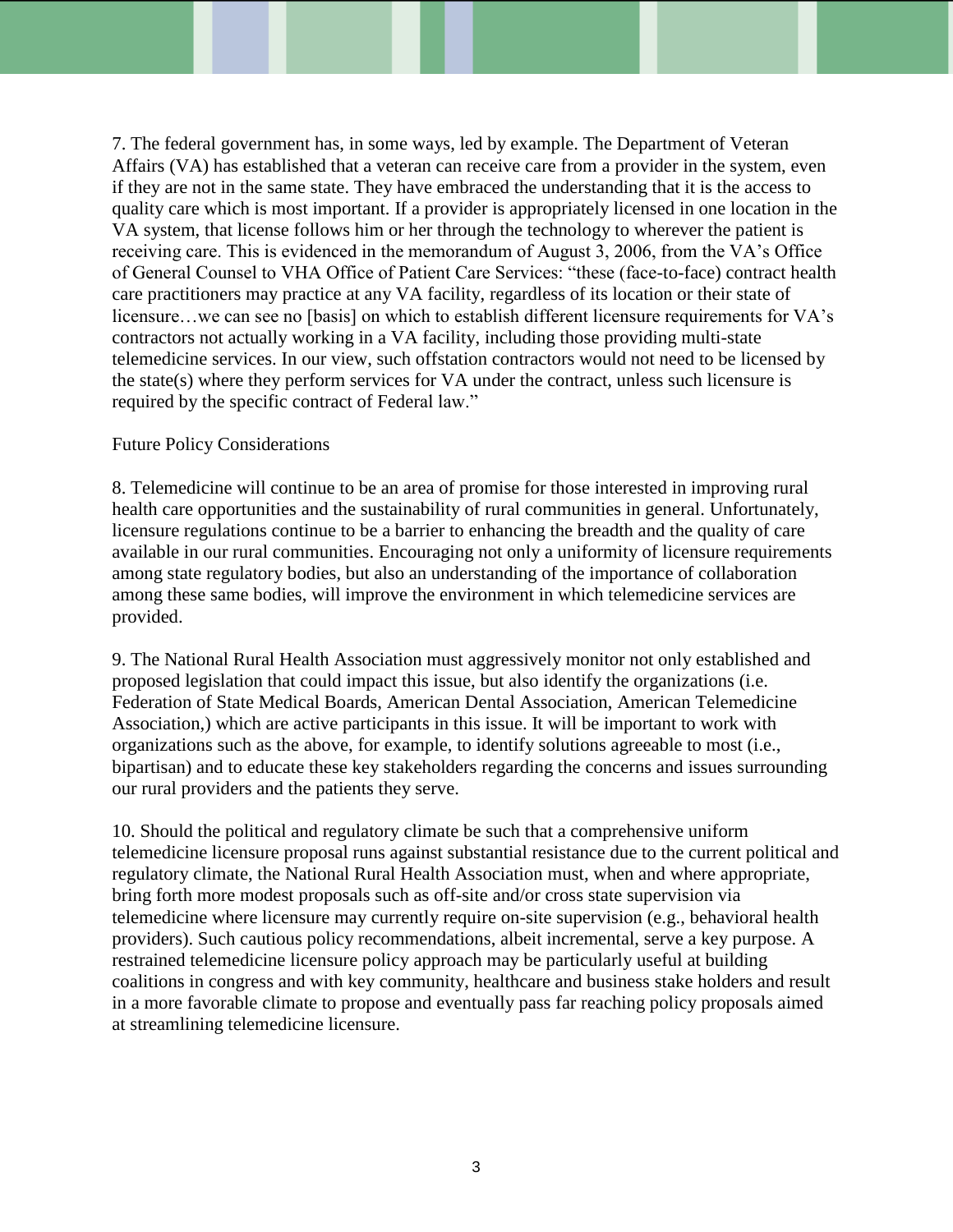7. The federal government has, in some ways, led by example. The Department of Veteran Affairs (VA) has established that a veteran can receive care from a provider in the system, even if they are not in the same state. They have embraced the understanding that it is the access to quality care which is most important. If a provider is appropriately licensed in one location in the VA system, that license follows him or her through the technology to wherever the patient is receiving care. This is evidenced in the memorandum of August 3, 2006, from the VA's Office of General Counsel to VHA Office of Patient Care Services: "these (face-to-face) contract health care practitioners may practice at any VA facility, regardless of its location or their state of licensure…we can see no [basis] on which to establish different licensure requirements for VA's contractors not actually working in a VA facility, including those providing multi-state telemedicine services. In our view, such offstation contractors would not need to be licensed by the state(s) where they perform services for VA under the contract, unless such licensure is required by the specific contract of Federal law."

Future Policy Considerations

8. Telemedicine will continue to be an area of promise for those interested in improving rural health care opportunities and the sustainability of rural communities in general. Unfortunately, licensure regulations continue to be a barrier to enhancing the breadth and the quality of care available in our rural communities. Encouraging not only a uniformity of licensure requirements among state regulatory bodies, but also an understanding of the importance of collaboration among these same bodies, will improve the environment in which telemedicine services are provided.

9. The National Rural Health Association must aggressively monitor not only established and proposed legislation that could impact this issue, but also identify the organizations (i.e. Federation of State Medical Boards, American Dental Association, American Telemedicine Association,) which are active participants in this issue. It will be important to work with organizations such as the above, for example, to identify solutions agreeable to most (i.e., bipartisan) and to educate these key stakeholders regarding the concerns and issues surrounding our rural providers and the patients they serve.

10. Should the political and regulatory climate be such that a comprehensive uniform telemedicine licensure proposal runs against substantial resistance due to the current political and regulatory climate, the National Rural Health Association must, when and where appropriate, bring forth more modest proposals such as off-site and/or cross state supervision via telemedicine where licensure may currently require on-site supervision (e.g., behavioral health providers). Such cautious policy recommendations, albeit incremental, serve a key purpose. A restrained telemedicine licensure policy approach may be particularly useful at building coalitions in congress and with key community, healthcare and business stake holders and result in a more favorable climate to propose and eventually pass far reaching policy proposals aimed at streamlining telemedicine licensure.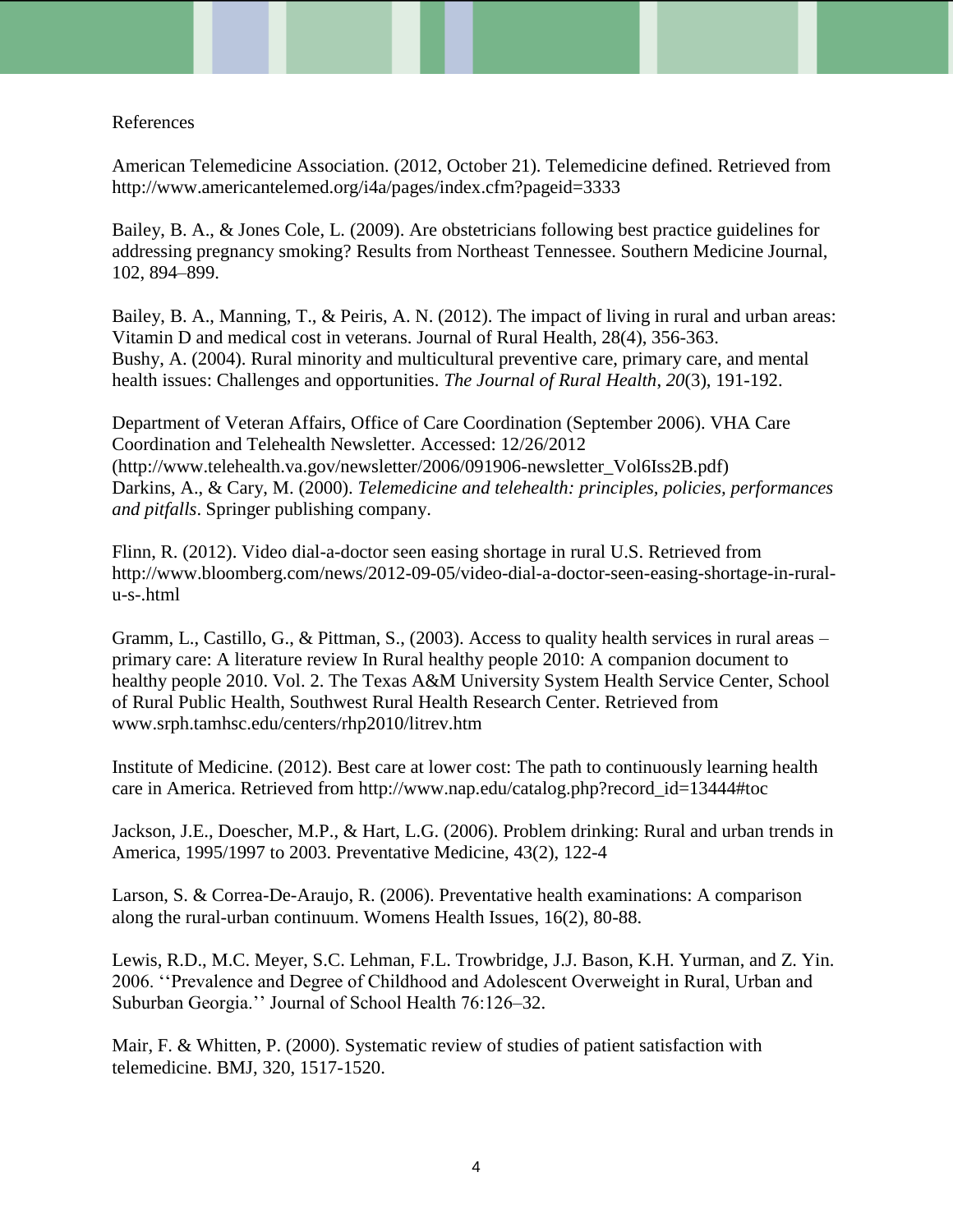References

American Telemedicine Association. (2012, October 21). Telemedicine defined. Retrieved from http://www.americantelemed.org/i4a/pages/index.cfm?pageid=3333

Bailey, B. A., & Jones Cole, L. (2009). Are obstetricians following best practice guidelines for addressing pregnancy smoking? Results from Northeast Tennessee. Southern Medicine Journal, 102, 894–899.

Bailey, B. A., Manning, T., & Peiris, A. N. (2012). The impact of living in rural and urban areas: Vitamin D and medical cost in veterans. Journal of Rural Health, 28(4), 356-363.
Bushy, A. (2004). Rural minority and multicultural preventive care, primary care, and mental health issues: Challenges and opportunities. *The Journal of Rural Health*, *20*(3), 191-192.

Department of Veteran Affairs, Office of Care Coordination (September 2006). VHA Care Coordination and Telehealth Newsletter. Accessed: 12/26/2012 (http://www.telehealth.va.gov/newsletter/2006/091906-newsletter_Vol6Iss2B.pdf)
Darkins, A., & Cary, M. (2000). *Telemedicine and telehealth: principles, policies, performances and pitfalls*. Springer publishing company.

Flinn, R. (2012). Video dial-a-doctor seen easing shortage in rural U.S. Retrieved from http://www.bloomberg.com/news/2012-09-05/video-dial-a-doctor-seen-easing-shortage-in-rural-u-s-.html

Gramm, L., Castillo, G., & Pittman, S., (2003). Access to quality health services in rural areas – primary care: A literature review In Rural healthy people 2010: A companion document to healthy people 2010. Vol. 2. The Texas A&M University System Health Service Center, School of Rural Public Health, Southwest Rural Health Research Center. Retrieved from www.srph.tamhsc.edu/centers/rhp2010/litrev.htm

Institute of Medicine. (2012). Best care at lower cost: The path to continuously learning health care in America. Retrieved from http://www.nap.edu/catalog.php?record_id=13444#toc

Jackson, J.E., Doescher, M.P., & Hart, L.G. (2006). Problem drinking: Rural and urban trends in America, 1995/1997 to 2003. Preventative Medicine, 43(2), 122-4

Larson, S. & Correa-De-Araujo, R. (2006). Preventative health examinations: A comparison along the rural-urban continuum. Womens Health Issues, 16(2), 80-88.

Lewis, R.D., M.C. Meyer, S.C. Lehman, F.L. Trowbridge, J.J. Bason, K.H. Yurman, and Z. Yin. 2006. ''Prevalence and Degree of Childhood and Adolescent Overweight in Rural, Urban and Suburban Georgia.'' Journal of School Health 76:126–32.

Mair, F. & Whitten, P. (2000). Systematic review of studies of patient satisfaction with telemedicine. BMJ, 320, 1517-1520.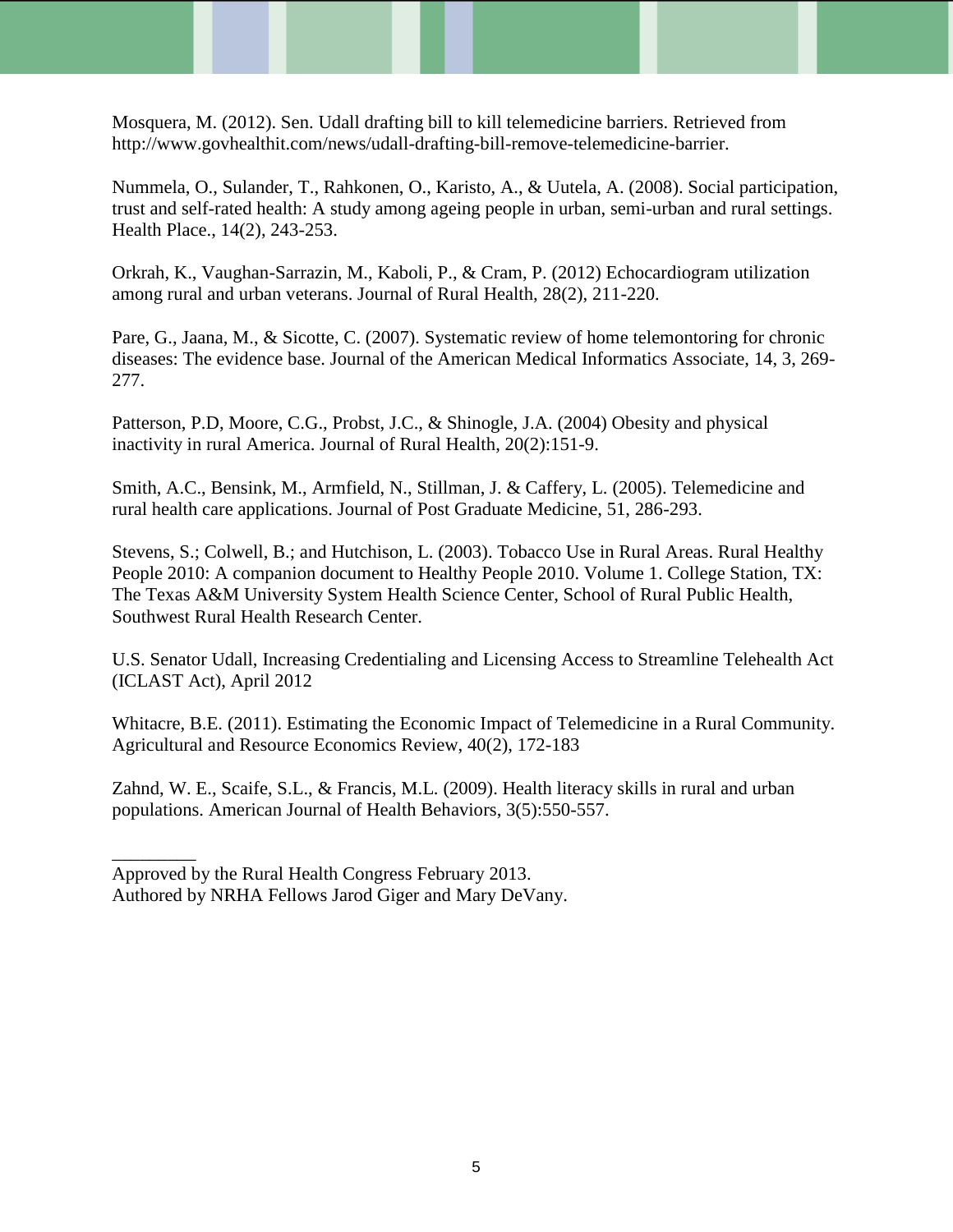Mosquera, M. (2012). Sen. Udall drafting bill to kill telemedicine barriers. Retrieved from http://www.govhealthit.com/news/udall-drafting-bill-remove-telemedicine-barrier.

Nummela, O., Sulander, T., Rahkonen, O., Karisto, A., & Uutela, A. (2008). Social participation, trust and self-rated health: A study among ageing people in urban, semi-urban and rural settings. Health Place., 14(2), 243-253.

Orkrah, K., Vaughan-Sarrazin, M., Kaboli, P., & Cram, P. (2012) Echocardiogram utilization among rural and urban veterans. Journal of Rural Health, 28(2), 211-220.

Pare, G., Jaana, M., & Sicotte, C. (2007). Systematic review of home telemontoring for chronic diseases: The evidence base. Journal of the American Medical Informatics Associate, 14, 3, 269-277.

Patterson, P.D, Moore, C.G., Probst, J.C., & Shinogle, J.A. (2004) Obesity and physical inactivity in rural America. Journal of Rural Health, 20(2):151-9.

Smith, A.C., Bensink, M., Armfield, N., Stillman, J. & Caffery, L. (2005). Telemedicine and rural health care applications. Journal of Post Graduate Medicine, 51, 286-293.

Stevens, S.; Colwell, B.; and Hutchison, L. (2003). Tobacco Use in Rural Areas. Rural Healthy People 2010: A companion document to Healthy People 2010. Volume 1. College Station, TX: The Texas A&M University System Health Science Center, School of Rural Public Health, Southwest Rural Health Research Center.

U.S. Senator Udall, Increasing Credentialing and Licensing Access to Streamline Telehealth Act (ICLAST Act), April 2012

Whitacre, B.E. (2011). Estimating the Economic Impact of Telemedicine in a Rural Community. Agricultural and Resource Economics Review, 40(2), 172-183

Zahnd, W. E., Scaife, S.L., & Francis, M.L. (2009). Health literacy skills in rural and urban populations. American Journal of Health Behaviors, 3(5):550-557.

_________

Approved by the Rural Health Congress February 2013.
Authored by NRHA Fellows Jarod Giger and Mary DeVany.